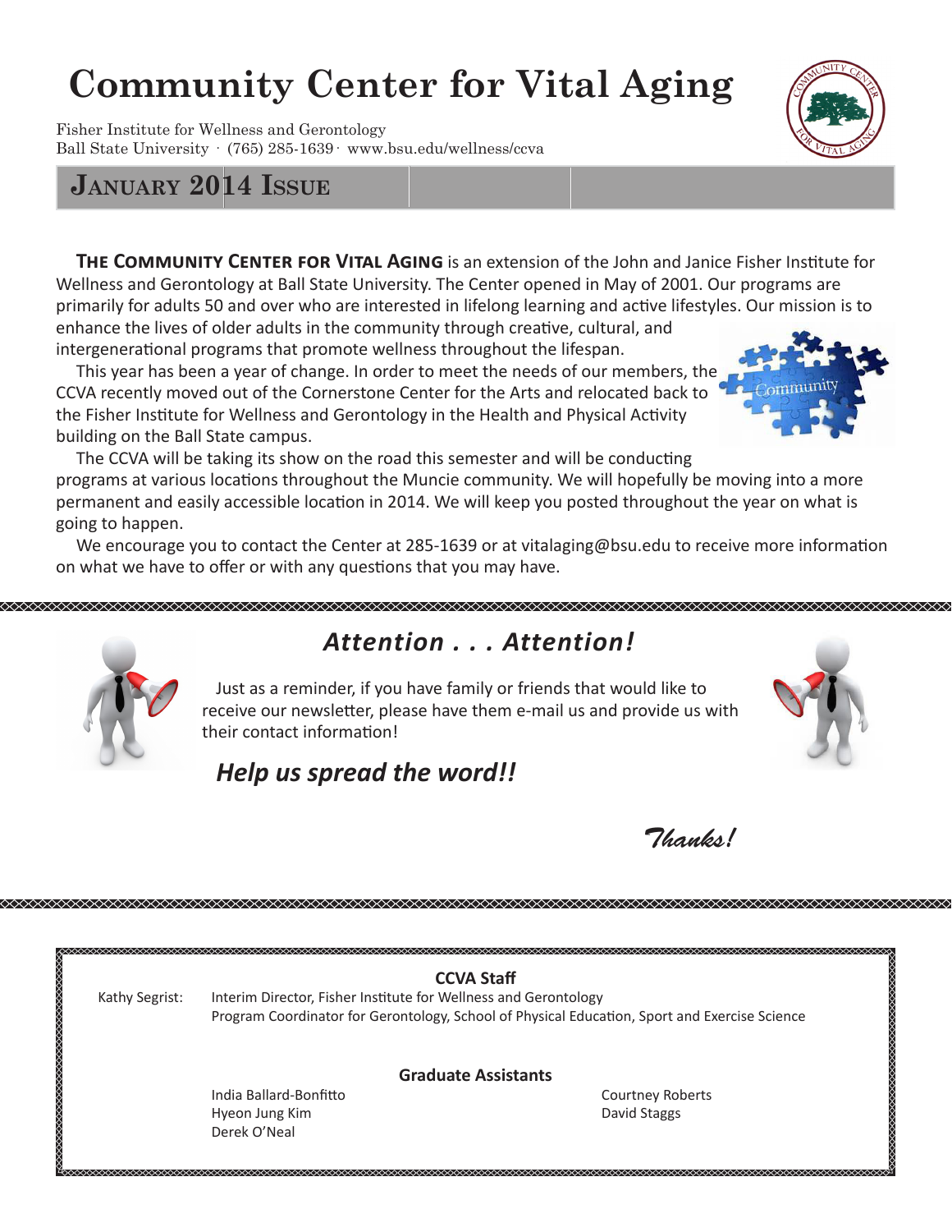# Community Center for Vital Aging

Fisher Institute for Wellness and Gerontology
Ball State University · (765) 285-1639 · www.bsu.edu/wellness/ccva

## January 2014 Issue

**The Community Center for Vital Aging** is an extension of the John and Janice Fisher Institute for Wellness and Gerontology at Ball State University. The Center opened in May of 2001. Our programs are primarily for adults 50 and over who are interested in lifelong learning and active lifestyles. Our mission is to enhance the lives of older adults in the community through creative, cultural, and intergenerational programs that promote wellness throughout the lifespan.

This year has been a year of change. In order to meet the needs of our members, the CCVA recently moved out of the Cornerstone Center for the Arts and relocated back to the Fisher Institute for Wellness and Gerontology in the Health and Physical Activity building on the Ball State campus.

The CCVA will be taking its show on the road this semester and will be conducting programs at various locations throughout the Muncie community. We will hopefully be moving into a more permanent and easily accessible location in 2014. We will keep you posted throughout the year on what is going to happen.

We encourage you to contact the Center at 285-1639 or at vitalaging@bsu.edu to receive more information on what we have to offer or with any questions that you may have.

## *Attention . . . Attention!*

Just as a reminder, if you have family or friends that would like to receive our newsletter, please have them e-mail us and provide us with their contact information!

***Help us spread the word!!***

*Thanks!*

### CCVA Staff

Kathy Segrist: Interim Director, Fisher Institute for Wellness and Gerontology
Program Coordinator for Gerontology, School of Physical Education, Sport and Exercise Science

### Graduate Assistants

India Ballard-Bonfitto
Hyeon Jung Kim
Derek O'Neal
Courtney Roberts
David Staggs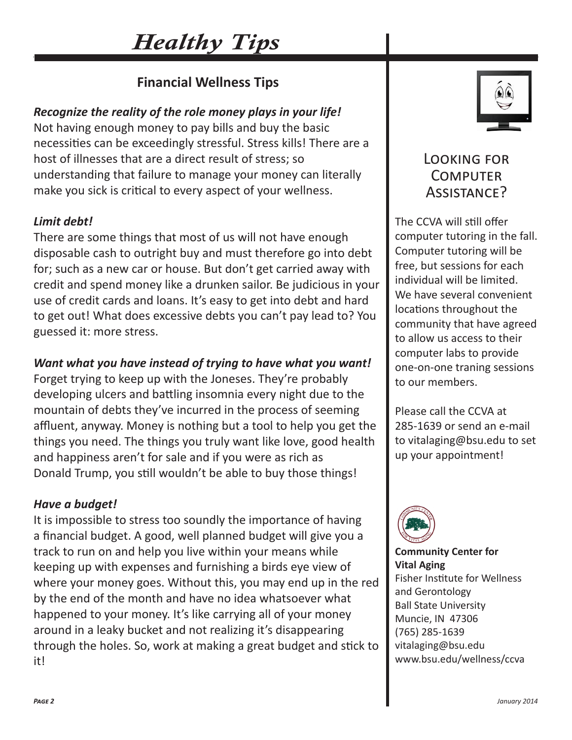# Healthy Tips

## Financial Wellness Tips

***Recognize the reality of the role money plays in your life!***
Not having enough money to pay bills and buy the basic necessities can be exceedingly stressful. Stress kills! There are a host of illnesses that are a direct result of stress; so understanding that failure to manage your money can literally make you sick is critical to every aspect of your wellness.

***Limit debt!***
There are some things that most of us will not have enough disposable cash to outright buy and must therefore go into debt for; such as a new car or house. But don't get carried away with credit and spend money like a drunken sailor. Be judicious in your use of credit cards and loans. It's easy to get into debt and hard to get out! What does excessive debts you can't pay lead to? You guessed it: more stress.

***Want what you have instead of trying to have what you want!***
Forget trying to keep up with the Joneses. They're probably developing ulcers and battling insomnia every night due to the mountain of debts they've incurred in the process of seeming affluent, anyway. Money is nothing but a tool to help you get the things you need. The things you truly want like love, good health and happiness aren't for sale and if you were as rich as Donald Trump, you still wouldn't be able to buy those things!

***Have a budget!***
It is impossible to stress too soundly the importance of having a financial budget. A good, well planned budget will give you a track to run on and help you live within your means while keeping up with expenses and furnishing a birds eye view of where your money goes. Without this, you may end up in the red by the end of the month and have no idea whatsoever what happened to your money. It's like carrying all of your money around in a leaky bucket and not realizing it's disappearing through the holes. So, work at making a great budget and stick to it!

## Looking for Computer Assistance?

The CCVA will still offer computer tutoring in the fall. Computer tutoring will be free, but sessions for each individual will be limited. We have several convenient locations throughout the community that have agreed to allow us access to their computer labs to provide one-on-one traning sessions to our members.

Please call the CCVA at 285-1639 or send an e-mail to vitalaging@bsu.edu to set up your appointment!

**Community Center for Vital Aging**
Fisher Institute for Wellness and Gerontology
Ball State University
Muncie, IN 47306
(765) 285-1639
vitalaging@bsu.edu
www.bsu.edu/wellness/ccva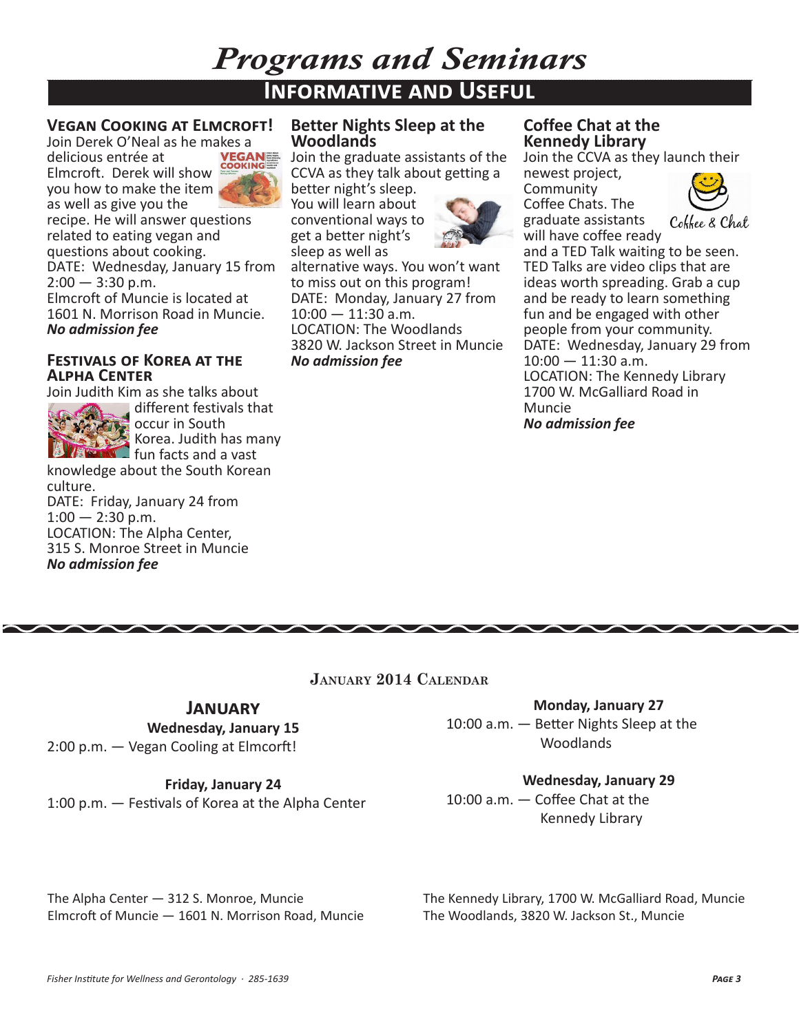# *Programs and Seminars*

## Informative and Useful

### Vegan Cooking at Elmcroft!

Join Derek O'Neal as he makes a delicious entrée at Elmcroft. Derek will show you how to make the item as well as give you the recipe. He will answer questions related to eating vegan and questions about cooking.
DATE: Wednesday, January 15 from 2:00 — 3:30 p.m.
Elmcroft of Muncie is located at 1601 N. Morrison Road in Muncie.
***No admission fee***

### Festivals of Korea at the Alpha Center

Join Judith Kim as she talks about different festivals that occur in South Korea. Judith has many fun facts and a vast knowledge about the South Korean culture.
DATE: Friday, January 24 from 1:00 — 2:30 p.m.
LOCATION: The Alpha Center, 315 S. Monroe Street in Muncie
***No admission fee***

### Better Nights Sleep at the Woodlands

Join the graduate assistants of the CCVA as they talk about getting a better night's sleep. You will learn about conventional ways to get a better night's sleep as well as alternative ways. You won't want to miss out on this program!
DATE: Monday, January 27 from 10:00 — 11:30 a.m.
LOCATION: The Woodlands 3820 W. Jackson Street in Muncie
***No admission fee***

### Coffee Chat at the Kennedy Library

Join the CCVA as they launch their newest project, Community Coffee Chats. The graduate assistants will have coffee ready and a TED Talk waiting to be seen. TED Talks are video clips that are ideas worth spreading. Grab a cup and be ready to learn something fun and be engaged with other people from your community.
DATE: Wednesday, January 29 from 10:00 — 11:30 a.m.
LOCATION: The Kennedy Library 1700 W. McGalliard Road in Muncie
***No admission fee***

---

## January 2014 Calendar

### January

**Wednesday, January 15**
2:00 p.m. — Vegan Cooling at Elmcorft!

**Friday, January 24**
1:00 p.m. — Festivals of Korea at the Alpha Center

**Monday, January 27**
10:00 a.m. — Better Nights Sleep at the Woodlands

**Wednesday, January 29**
10:00 a.m. — Coffee Chat at the Kennedy Library

The Alpha Center — 312 S. Monroe, Muncie
Elmcroft of Muncie — 1601 N. Morrison Road, Muncie

The Kennedy Library, 1700 W. McGalliard Road, Muncie
The Woodlands, 3820 W. Jackson St., Muncie